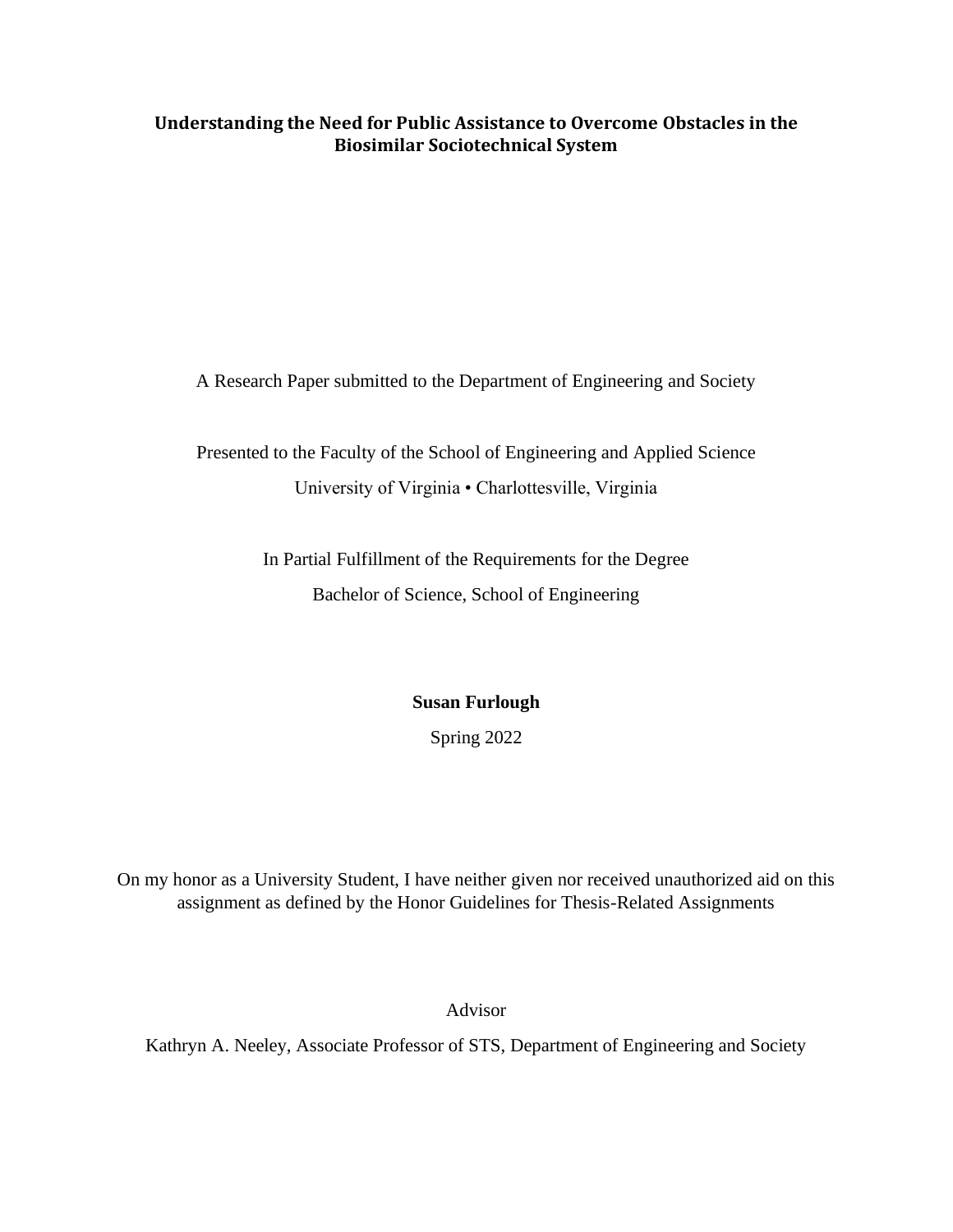# Understanding the Need for Public Assistance to Overcome Obstacles in the Biosimilar Sociotechnical System

A Research Paper submitted to the Department of Engineering and Society

Presented to the Faculty of the School of Engineering and Applied Science

University of Virginia • Charlottesville, Virginia

In Partial Fulfillment of the Requirements for the Degree

Bachelor of Science, School of Engineering

**Susan Furlough**

Spring 2022

On my honor as a University Student, I have neither given nor received unauthorized aid on this assignment as defined by the Honor Guidelines for Thesis-Related Assignments

Advisor

Kathryn A. Neeley, Associate Professor of STS, Department of Engineering and Society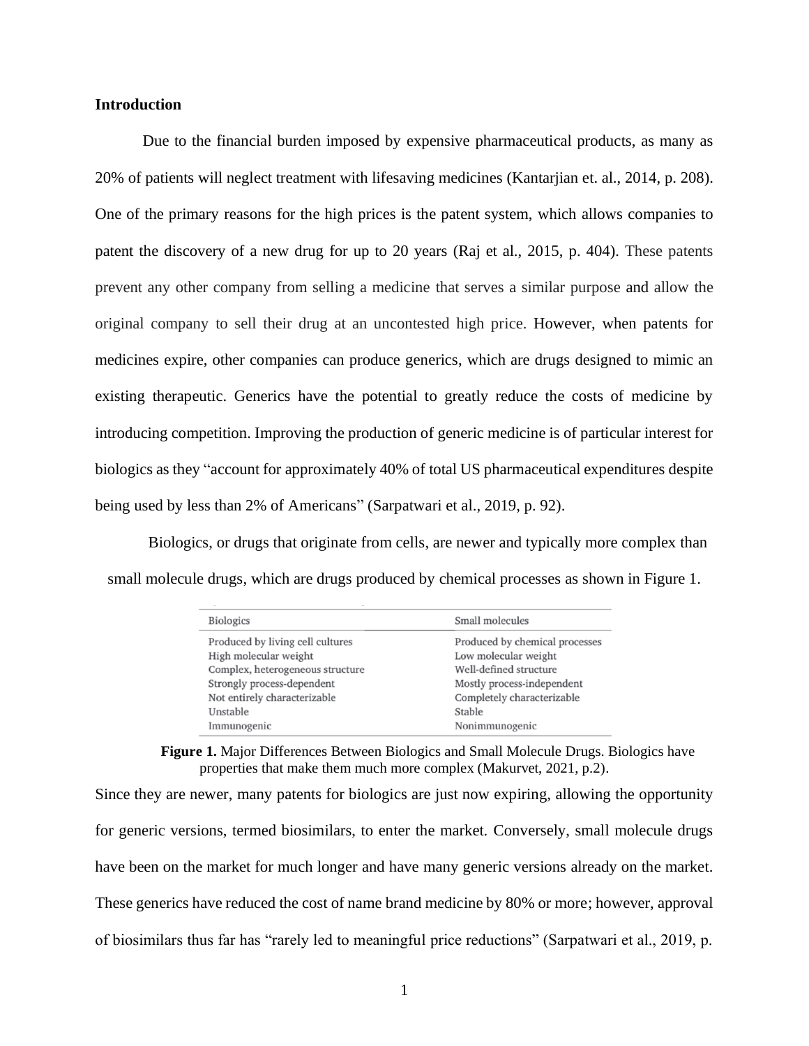## Introduction

Due to the financial burden imposed by expensive pharmaceutical products, as many as 20% of patients will neglect treatment with lifesaving medicines (Kantarjian et. al., 2014, p. 208). One of the primary reasons for the high prices is the patent system, which allows companies to patent the discovery of a new drug for up to 20 years (Raj et al., 2015, p. 404). These patents prevent any other company from selling a medicine that serves a similar purpose and allow the original company to sell their drug at an uncontested high price. However, when patents for medicines expire, other companies can produce generics, which are drugs designed to mimic an existing therapeutic. Generics have the potential to greatly reduce the costs of medicine by introducing competition. Improving the production of generic medicine is of particular interest for biologics as they "account for approximately 40% of total US pharmaceutical expenditures despite being used by less than 2% of Americans" (Sarpatwari et al., 2019, p. 92).

Biologics, or drugs that originate from cells, are newer and typically more complex than small molecule drugs, which are drugs produced by chemical processes as shown in Figure 1.

| Biologics | Small molecules |
|---|---|
| Produced by living cell cultures | Produced by chemical processes |
| High molecular weight | Low molecular weight |
| Complex, heterogeneous structure | Well-defined structure |
| Strongly process-dependent | Mostly process-independent |
| Not entirely characterizable | Completely characterizable |
| Unstable | Stable |
| Immunogenic | Nonimmunogenic |

**Figure 1.** Major Differences Between Biologics and Small Molecule Drugs. Biologics have properties that make them much more complex (Makurvet, 2021, p.2).

Since they are newer, many patents for biologics are just now expiring, allowing the opportunity for generic versions, termed biosimilars, to enter the market. Conversely, small molecule drugs have been on the market for much longer and have many generic versions already on the market. These generics have reduced the cost of name brand medicine by 80% or more; however, approval of biosimilars thus far has "rarely led to meaningful price reductions" (Sarpatwari et al., 2019, p.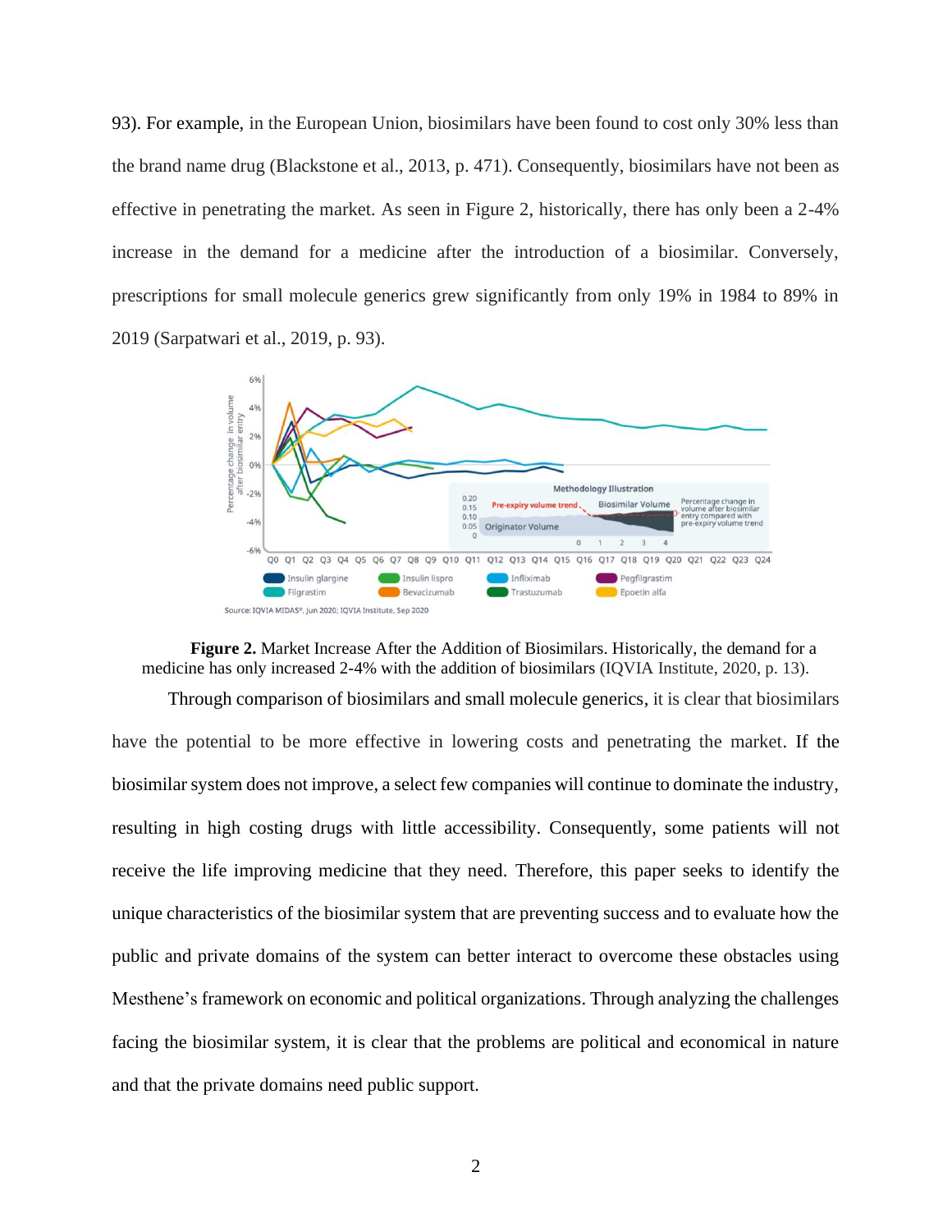93). For example, in the European Union, biosimilars have been found to cost only 30% less than the brand name drug (Blackstone et al., 2013, p. 471). Consequently, biosimilars have not been as effective in penetrating the market. As seen in Figure 2, historically, there has only been a 2-4% increase in the demand for a medicine after the introduction of a biosimilar. Conversely, prescriptions for small molecule generics grew significantly from only 19% in 1984 to 89% in 2019 (Sarpatwari et al., 2019, p. 93).

**Figure 2.** Market Increase After the Addition of Biosimilars. Historically, the demand for a medicine has only increased 2-4% with the addition of biosimilars (IQVIA Institute, 2020, p. 13).

Through comparison of biosimilars and small molecule generics, it is clear that biosimilars have the potential to be more effective in lowering costs and penetrating the market. If the biosimilar system does not improve, a select few companies will continue to dominate the industry, resulting in high costing drugs with little accessibility. Consequently, some patients will not receive the life improving medicine that they need. Therefore, this paper seeks to identify the unique characteristics of the biosimilar system that are preventing success and to evaluate how the public and private domains of the system can better interact to overcome these obstacles using Mesthene's framework on economic and political organizations. Through analyzing the challenges facing the biosimilar system, it is clear that the problems are political and economical in nature and that the private domains need public support.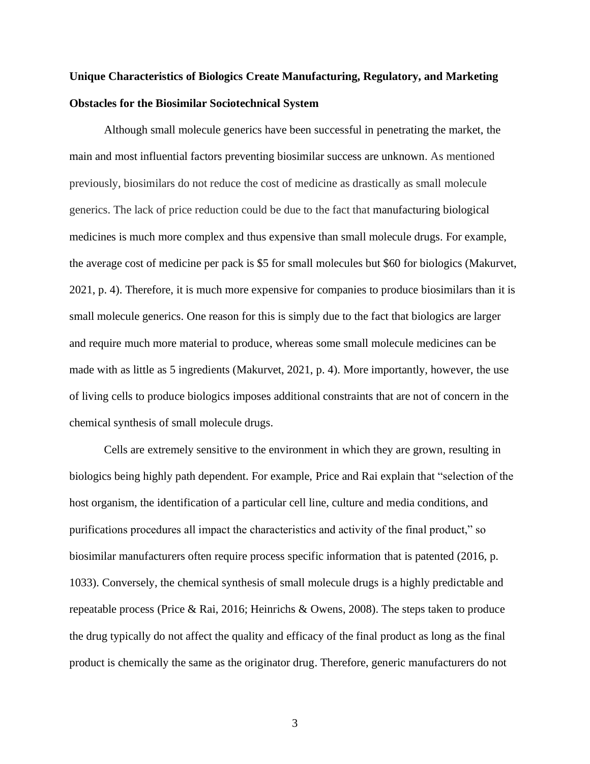**Unique Characteristics of Biologics Create Manufacturing, Regulatory, and Marketing Obstacles for the Biosimilar Sociotechnical System**

Although small molecule generics have been successful in penetrating the market, the main and most influential factors preventing biosimilar success are unknown. As mentioned previously, biosimilars do not reduce the cost of medicine as drastically as small molecule generics. The lack of price reduction could be due to the fact that manufacturing biological medicines is much more complex and thus expensive than small molecule drugs. For example, the average cost of medicine per pack is $5 for small molecules but $60 for biologics (Makurvet, 2021, p. 4). Therefore, it is much more expensive for companies to produce biosimilars than it is small molecule generics. One reason for this is simply due to the fact that biologics are larger and require much more material to produce, whereas some small molecule medicines can be made with as little as 5 ingredients (Makurvet, 2021, p. 4). More importantly, however, the use of living cells to produce biologics imposes additional constraints that are not of concern in the chemical synthesis of small molecule drugs.

Cells are extremely sensitive to the environment in which they are grown, resulting in biologics being highly path dependent. For example, Price and Rai explain that "selection of the host organism, the identification of a particular cell line, culture and media conditions, and purifications procedures all impact the characteristics and activity of the final product," so biosimilar manufacturers often require process specific information that is patented (2016, p. 1033). Conversely, the chemical synthesis of small molecule drugs is a highly predictable and repeatable process (Price & Rai, 2016; Heinrichs & Owens, 2008). The steps taken to produce the drug typically do not affect the quality and efficacy of the final product as long as the final product is chemically the same as the originator drug. Therefore, generic manufacturers do not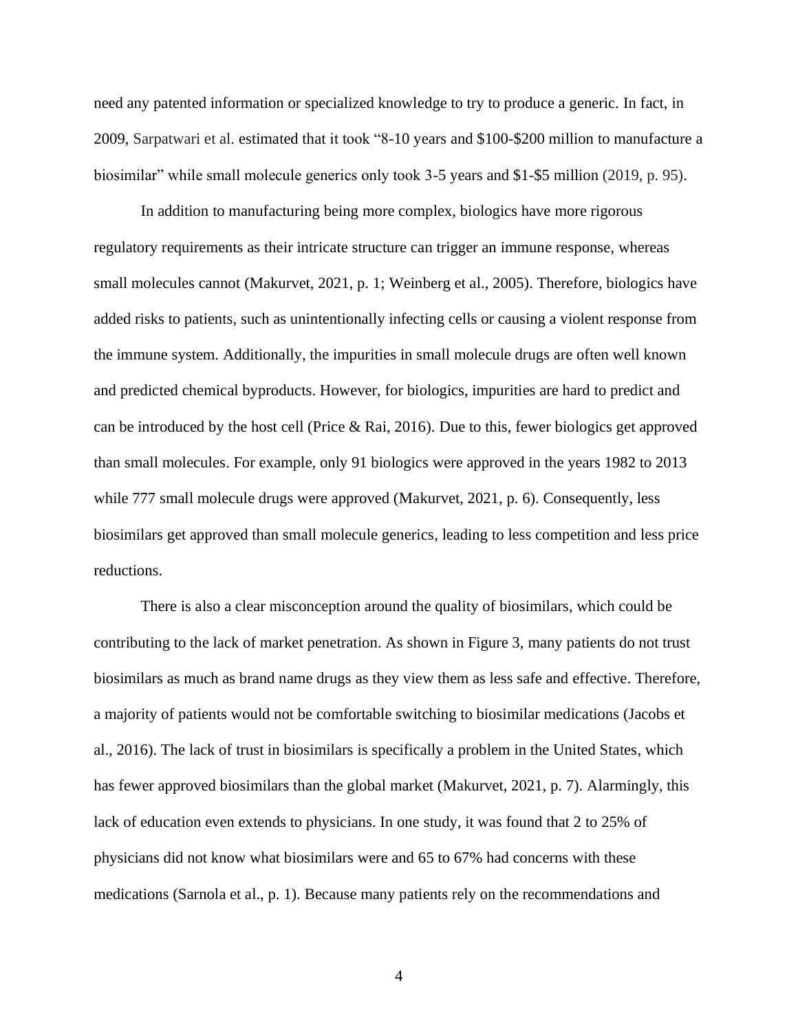need any patented information or specialized knowledge to try to produce a generic. In fact, in 2009, Sarpatwari et al. estimated that it took "8-10 years and $100-$200 million to manufacture a biosimilar" while small molecule generics only took 3-5 years and $1-$5 million (2019, p. 95).

In addition to manufacturing being more complex, biologics have more rigorous regulatory requirements as their intricate structure can trigger an immune response, whereas small molecules cannot (Makurvet, 2021, p. 1; Weinberg et al., 2005). Therefore, biologics have added risks to patients, such as unintentionally infecting cells or causing a violent response from the immune system. Additionally, the impurities in small molecule drugs are often well known and predicted chemical byproducts. However, for biologics, impurities are hard to predict and can be introduced by the host cell (Price & Rai, 2016). Due to this, fewer biologics get approved than small molecules. For example, only 91 biologics were approved in the years 1982 to 2013 while 777 small molecule drugs were approved (Makurvet, 2021, p. 6). Consequently, less biosimilars get approved than small molecule generics, leading to less competition and less price reductions.

There is also a clear misconception around the quality of biosimilars, which could be contributing to the lack of market penetration. As shown in Figure 3, many patients do not trust biosimilars as much as brand name drugs as they view them as less safe and effective. Therefore, a majority of patients would not be comfortable switching to biosimilar medications (Jacobs et al., 2016). The lack of trust in biosimilars is specifically a problem in the United States, which has fewer approved biosimilars than the global market (Makurvet, 2021, p. 7). Alarmingly, this lack of education even extends to physicians. In one study, it was found that 2 to 25% of physicians did not know what biosimilars were and 65 to 67% had concerns with these medications (Sarnola et al., p. 1). Because many patients rely on the recommendations and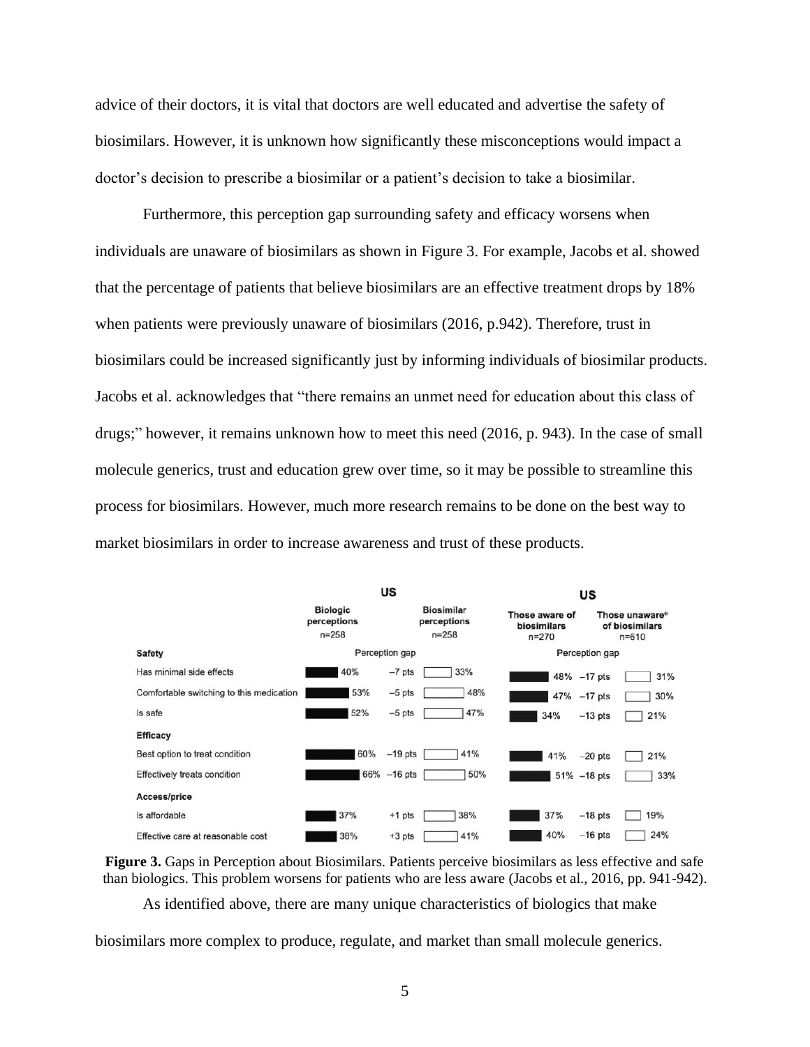advice of their doctors, it is vital that doctors are well educated and advertise the safety of biosimilars. However, it is unknown how significantly these misconceptions would impact a doctor's decision to prescribe a biosimilar or a patient's decision to take a biosimilar.

Furthermore, this perception gap surrounding safety and efficacy worsens when individuals are unaware of biosimilars as shown in Figure 3. For example, Jacobs et al. showed that the percentage of patients that believe biosimilars are an effective treatment drops by 18% when patients were previously unaware of biosimilars (2016, p.942). Therefore, trust in biosimilars could be increased significantly just by informing individuals of biosimilar products. Jacobs et al. acknowledges that "there remains an unmet need for education about this class of drugs;" however, it remains unknown how to meet this need (2016, p. 943). In the case of small molecule generics, trust and education grew over time, so it may be possible to streamline this process for biosimilars. However, much more research remains to be done on the best way to market biosimilars in order to increase awareness and trust of these products.

| | US | | | US | | |
|---|---|---|---|---|---|---|
| | Biologic perceptions n=258 | Perception gap | Biosimilar perceptions n=258 | Those aware of biosimilars n=270 | Perception gap | Those unaware* of biosimilars n=610 |
| **Safety** | | | | | | |
| Has minimal side effects | 40% | −7 pts | 33% | 48% | −17 pts | 31% |
| Comfortable switching to this medication | 53% | −5 pts | 48% | 47% | −17 pts | 30% |
| Is safe | 52% | −5 pts | 47% | 34% | −13 pts | 21% |
| **Efficacy** | | | | | | |
| Best option to treat condition | 60% | −19 pts | 41% | 41% | −20 pts | 21% |
| Effectively treats condition | 66% | −16 pts | 50% | 51% | −18 pts | 33% |
| **Access/price** | | | | | | |
| Is affordable | 37% | +1 pts | 38% | 37% | −18 pts | 19% |
| Effective care at reasonable cost | 38% | +3 pts | 41% | 40% | −16 pts | 24% |

**Figure 3.** Gaps in Perception about Biosimilars. Patients perceive biosimilars as less effective and safe than biologics. This problem worsens for patients who are less aware (Jacobs et al., 2016, pp. 941-942).

As identified above, there are many unique characteristics of biologics that make biosimilars more complex to produce, regulate, and market than small molecule generics.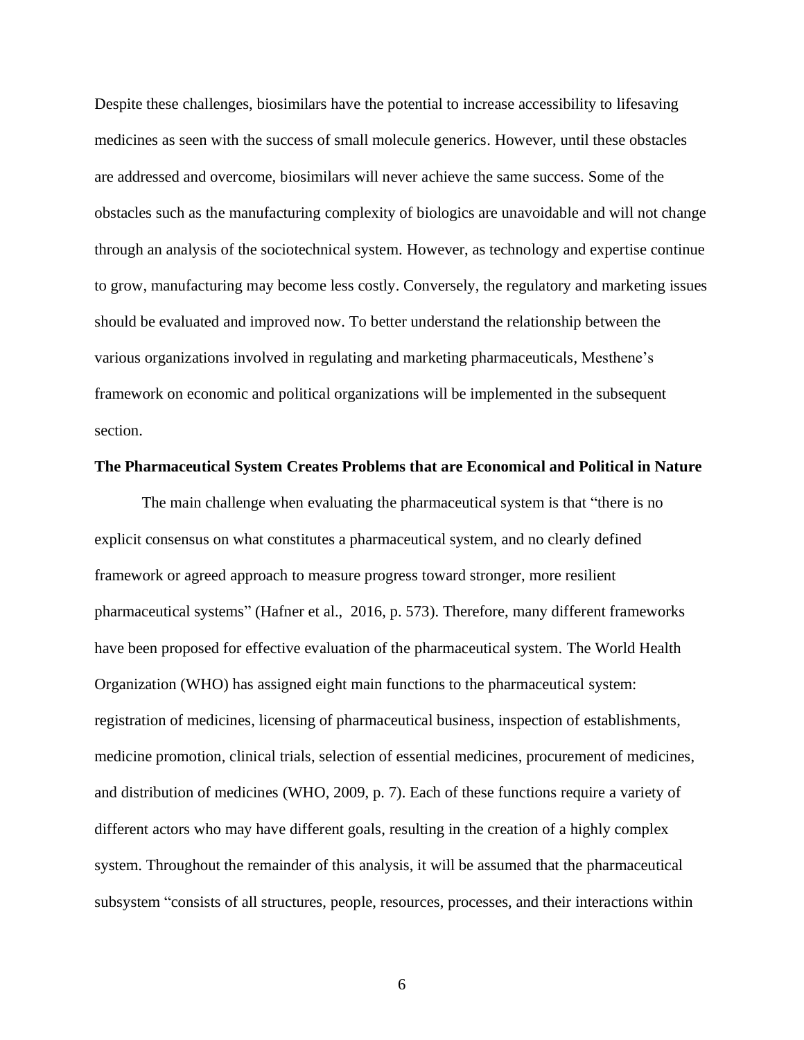Despite these challenges, biosimilars have the potential to increase accessibility to lifesaving medicines as seen with the success of small molecule generics. However, until these obstacles are addressed and overcome, biosimilars will never achieve the same success. Some of the obstacles such as the manufacturing complexity of biologics are unavoidable and will not change through an analysis of the sociotechnical system. However, as technology and expertise continue to grow, manufacturing may become less costly. Conversely, the regulatory and marketing issues should be evaluated and improved now. To better understand the relationship between the various organizations involved in regulating and marketing pharmaceuticals, Mesthene's framework on economic and political organizations will be implemented in the subsequent section.

**The Pharmaceutical System Creates Problems that are Economical and Political in Nature**

The main challenge when evaluating the pharmaceutical system is that "there is no explicit consensus on what constitutes a pharmaceutical system, and no clearly defined framework or agreed approach to measure progress toward stronger, more resilient pharmaceutical systems" (Hafner et al., 2016, p. 573). Therefore, many different frameworks have been proposed for effective evaluation of the pharmaceutical system. The World Health Organization (WHO) has assigned eight main functions to the pharmaceutical system: registration of medicines, licensing of pharmaceutical business, inspection of establishments, medicine promotion, clinical trials, selection of essential medicines, procurement of medicines, and distribution of medicines (WHO, 2009, p. 7). Each of these functions require a variety of different actors who may have different goals, resulting in the creation of a highly complex system. Throughout the remainder of this analysis, it will be assumed that the pharmaceutical subsystem "consists of all structures, people, resources, processes, and their interactions within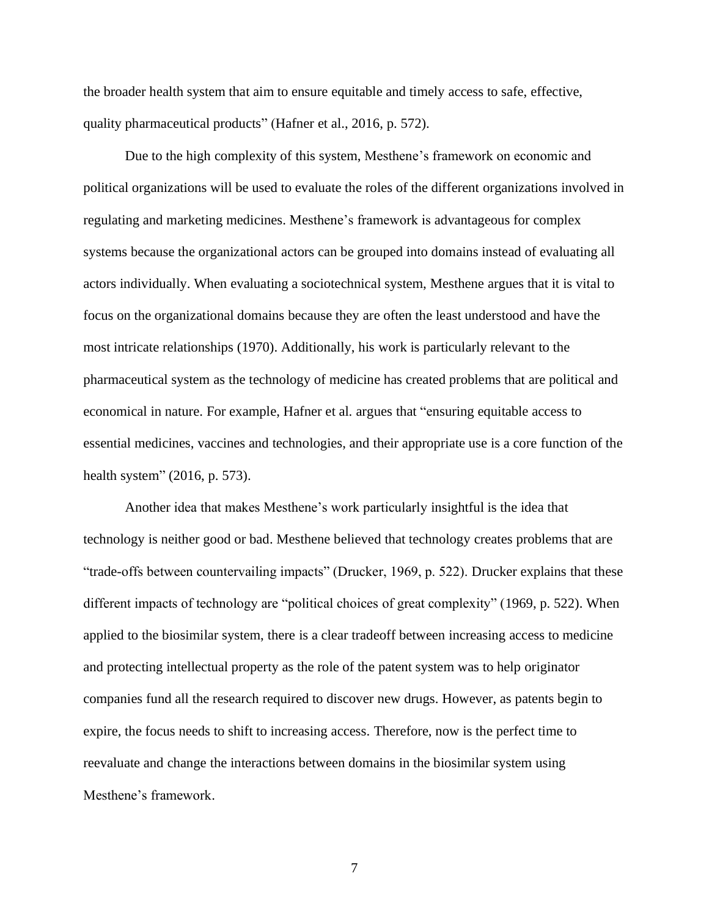the broader health system that aim to ensure equitable and timely access to safe, effective, quality pharmaceutical products" (Hafner et al., 2016, p. 572).

Due to the high complexity of this system, Mesthene's framework on economic and political organizations will be used to evaluate the roles of the different organizations involved in regulating and marketing medicines. Mesthene's framework is advantageous for complex systems because the organizational actors can be grouped into domains instead of evaluating all actors individually. When evaluating a sociotechnical system, Mesthene argues that it is vital to focus on the organizational domains because they are often the least understood and have the most intricate relationships (1970). Additionally, his work is particularly relevant to the pharmaceutical system as the technology of medicine has created problems that are political and economical in nature. For example, Hafner et al. argues that "ensuring equitable access to essential medicines, vaccines and technologies, and their appropriate use is a core function of the health system" (2016, p. 573).

Another idea that makes Mesthene's work particularly insightful is the idea that technology is neither good or bad. Mesthene believed that technology creates problems that are "trade-offs between countervailing impacts" (Drucker, 1969, p. 522). Drucker explains that these different impacts of technology are "political choices of great complexity" (1969, p. 522). When applied to the biosimilar system, there is a clear tradeoff between increasing access to medicine and protecting intellectual property as the role of the patent system was to help originator companies fund all the research required to discover new drugs. However, as patents begin to expire, the focus needs to shift to increasing access. Therefore, now is the perfect time to reevaluate and change the interactions between domains in the biosimilar system using Mesthene's framework.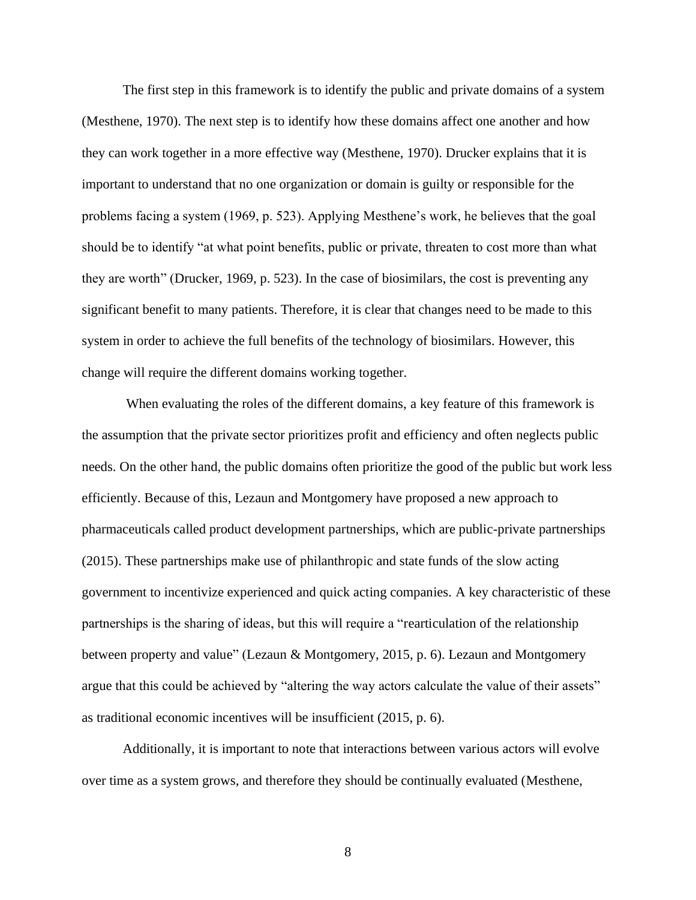The first step in this framework is to identify the public and private domains of a system (Mesthene, 1970). The next step is to identify how these domains affect one another and how they can work together in a more effective way (Mesthene, 1970). Drucker explains that it is important to understand that no one organization or domain is guilty or responsible for the problems facing a system (1969, p. 523). Applying Mesthene's work, he believes that the goal should be to identify "at what point benefits, public or private, threaten to cost more than what they are worth" (Drucker, 1969, p. 523). In the case of biosimilars, the cost is preventing any significant benefit to many patients. Therefore, it is clear that changes need to be made to this system in order to achieve the full benefits of the technology of biosimilars. However, this change will require the different domains working together.

When evaluating the roles of the different domains, a key feature of this framework is the assumption that the private sector prioritizes profit and efficiency and often neglects public needs. On the other hand, the public domains often prioritize the good of the public but work less efficiently. Because of this, Lezaun and Montgomery have proposed a new approach to pharmaceuticals called product development partnerships, which are public-private partnerships (2015). These partnerships make use of philanthropic and state funds of the slow acting government to incentivize experienced and quick acting companies. A key characteristic of these partnerships is the sharing of ideas, but this will require a "rearticulation of the relationship between property and value" (Lezaun & Montgomery, 2015, p. 6). Lezaun and Montgomery argue that this could be achieved by "altering the way actors calculate the value of their assets" as traditional economic incentives will be insufficient (2015, p. 6).

Additionally, it is important to note that interactions between various actors will evolve over time as a system grows, and therefore they should be continually evaluated (Mesthene,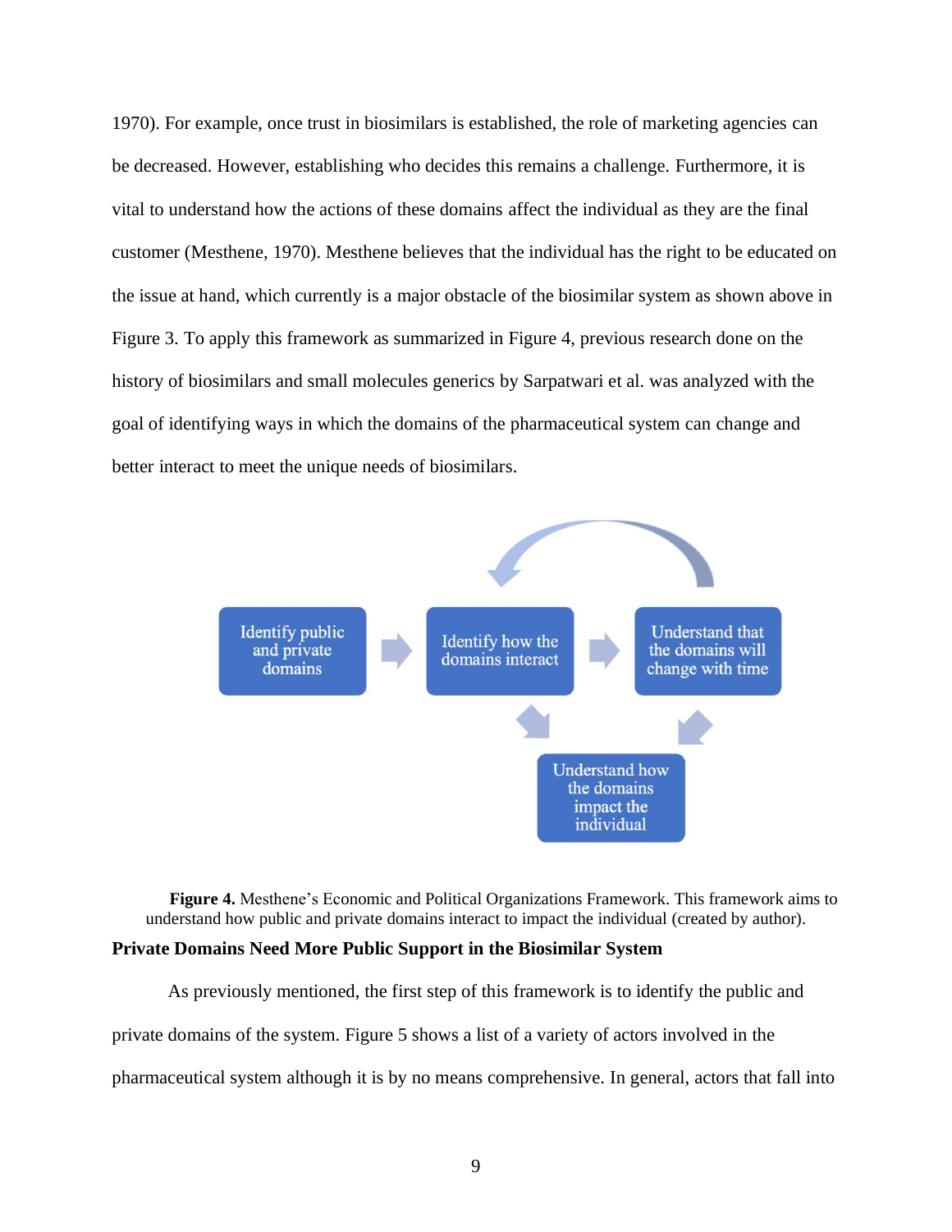1970). For example, once trust in biosimilars is established, the role of marketing agencies can be decreased. However, establishing who decides this remains a challenge. Furthermore, it is vital to understand how the actions of these domains affect the individual as they are the final customer (Mesthene, 1970). Mesthene believes that the individual has the right to be educated on the issue at hand, which currently is a major obstacle of the biosimilar system as shown above in Figure 3. To apply this framework as summarized in Figure 4, previous research done on the history of biosimilars and small molecules generics by Sarpatwari et al. was analyzed with the goal of identifying ways in which the domains of the pharmaceutical system can change and better interact to meet the unique needs of biosimilars.

Identify public and private domains → Identify how the domains interact → Understand that the domains will change with time → Understand how the domains impact the individual

**Figure 4.** Mesthene's Economic and Political Organizations Framework. This framework aims to understand how public and private domains interact to impact the individual (created by author).

### Private Domains Need More Public Support in the Biosimilar System

As previously mentioned, the first step of this framework is to identify the public and private domains of the system. Figure 5 shows a list of a variety of actors involved in the pharmaceutical system although it is by no means comprehensive. In general, actors that fall into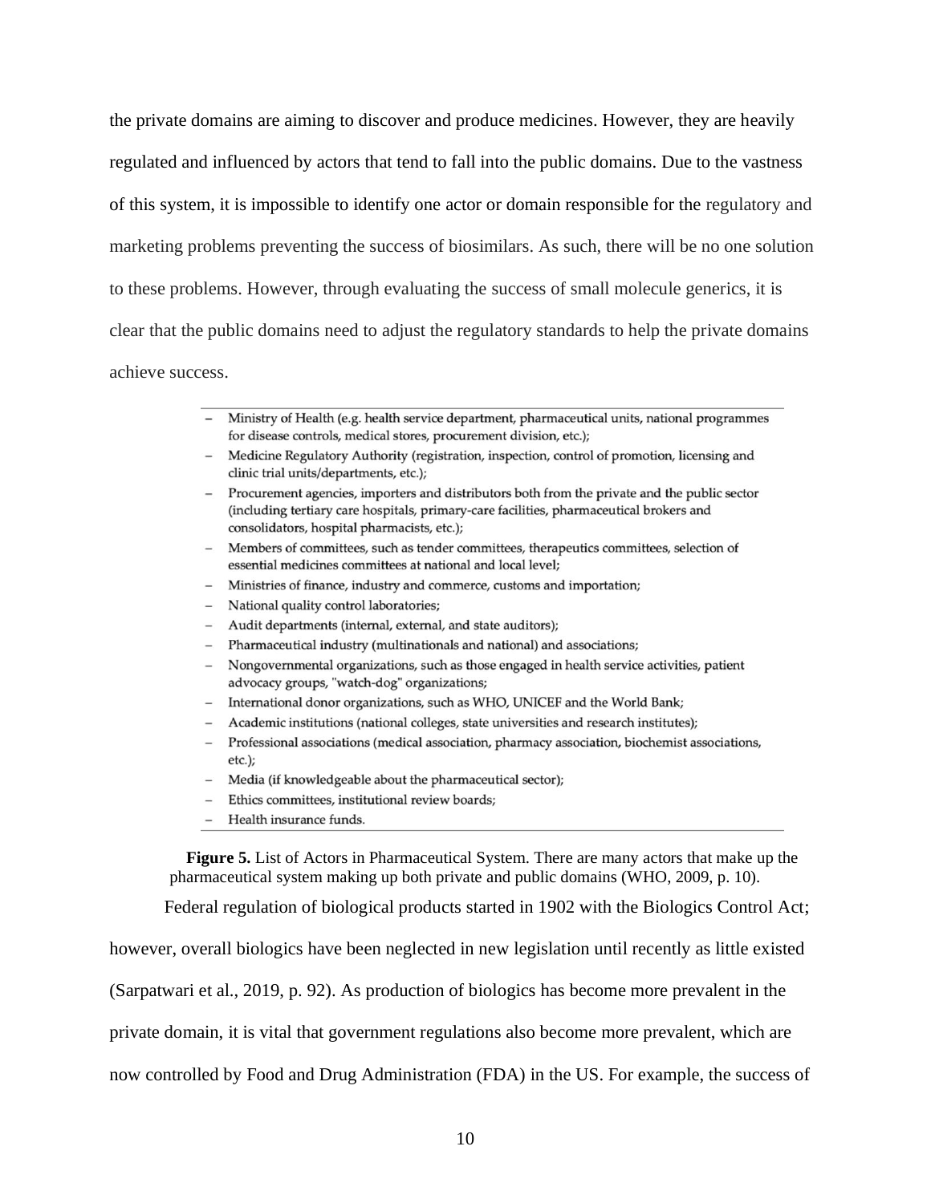the private domains are aiming to discover and produce medicines. However, they are heavily regulated and influenced by actors that tend to fall into the public domains. Due to the vastness of this system, it is impossible to identify one actor or domain responsible for the regulatory and marketing problems preventing the success of biosimilars. As such, there will be no one solution to these problems. However, through evaluating the success of small molecule generics, it is clear that the public domains need to adjust the regulatory standards to help the private domains achieve success.

- Ministry of Health (e.g. health service department, pharmaceutical units, national programmes for disease controls, medical stores, procurement division, etc.);
- Medicine Regulatory Authority (registration, inspection, control of promotion, licensing and clinic trial units/departments, etc.);
- Procurement agencies, importers and distributors both from the private and the public sector (including tertiary care hospitals, primary-care facilities, pharmaceutical brokers and consolidators, hospital pharmacists, etc.);
- Members of committees, such as tender committees, therapeutics committees, selection of essential medicines committees at national and local level;
- Ministries of finance, industry and commerce, customs and importation;
- National quality control laboratories;
- Audit departments (internal, external, and state auditors);
- Pharmaceutical industry (multinationals and national) and associations;
- Nongovernmental organizations, such as those engaged in health service activities, patient advocacy groups, "watch-dog" organizations;
- International donor organizations, such as WHO, UNICEF and the World Bank;
- Academic institutions (national colleges, state universities and research institutes);
- Professional associations (medical association, pharmacy association, biochemist associations, etc.);
- Media (if knowledgeable about the pharmaceutical sector);
- Ethics committees, institutional review boards;
- Health insurance funds.

**Figure 5.** List of Actors in Pharmaceutical System. There are many actors that make up the pharmaceutical system making up both private and public domains (WHO, 2009, p. 10).

Federal regulation of biological products started in 1902 with the Biologics Control Act; however, overall biologics have been neglected in new legislation until recently as little existed (Sarpatwari et al., 2019, p. 92). As production of biologics has become more prevalent in the private domain, it is vital that government regulations also become more prevalent, which are now controlled by Food and Drug Administration (FDA) in the US. For example, the success of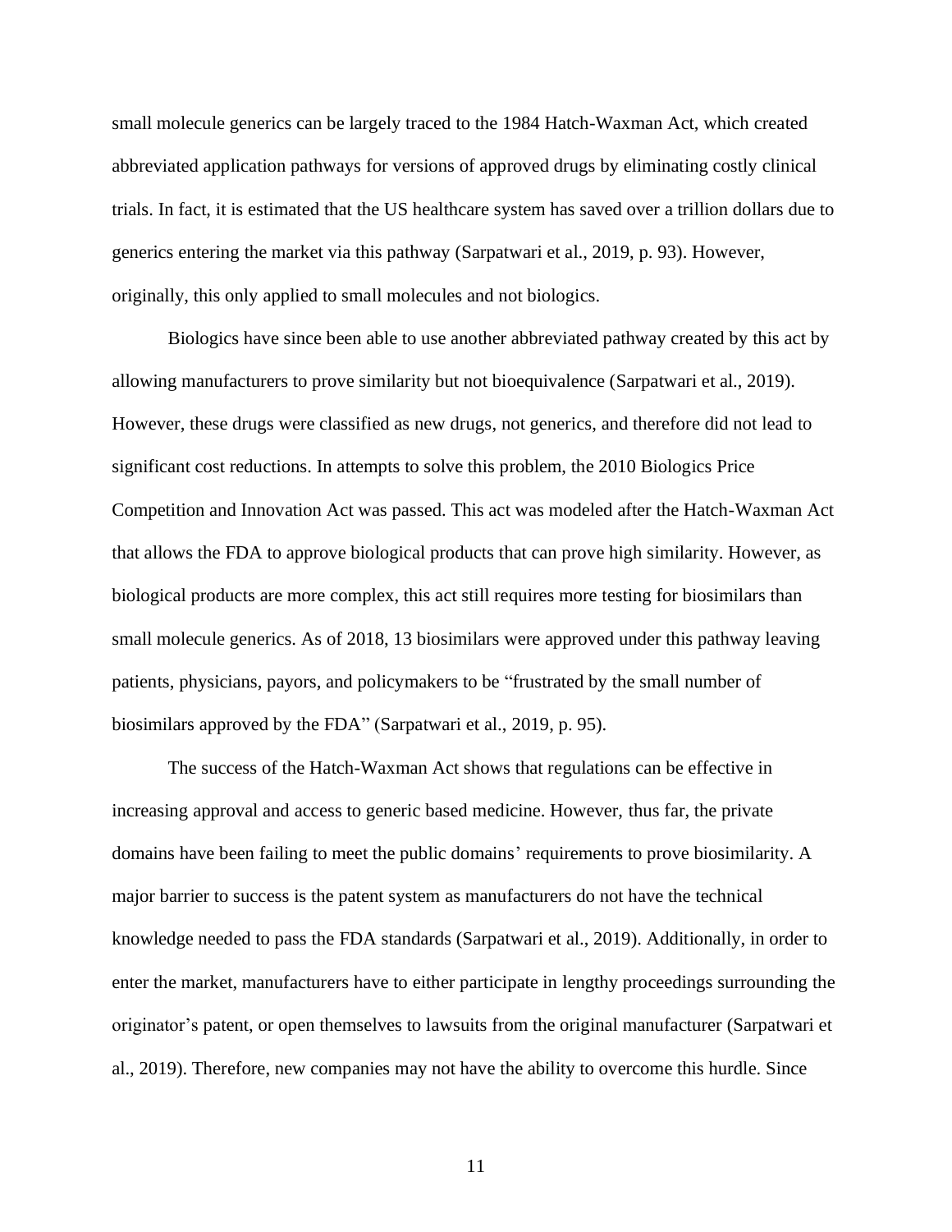small molecule generics can be largely traced to the 1984 Hatch-Waxman Act, which created abbreviated application pathways for versions of approved drugs by eliminating costly clinical trials. In fact, it is estimated that the US healthcare system has saved over a trillion dollars due to generics entering the market via this pathway (Sarpatwari et al., 2019, p. 93). However, originally, this only applied to small molecules and not biologics.

Biologics have since been able to use another abbreviated pathway created by this act by allowing manufacturers to prove similarity but not bioequivalence (Sarpatwari et al., 2019). However, these drugs were classified as new drugs, not generics, and therefore did not lead to significant cost reductions. In attempts to solve this problem, the 2010 Biologics Price Competition and Innovation Act was passed. This act was modeled after the Hatch-Waxman Act that allows the FDA to approve biological products that can prove high similarity. However, as biological products are more complex, this act still requires more testing for biosimilars than small molecule generics. As of 2018, 13 biosimilars were approved under this pathway leaving patients, physicians, payors, and policymakers to be "frustrated by the small number of biosimilars approved by the FDA" (Sarpatwari et al., 2019, p. 95).

The success of the Hatch-Waxman Act shows that regulations can be effective in increasing approval and access to generic based medicine. However, thus far, the private domains have been failing to meet the public domains' requirements to prove biosimilarity. A major barrier to success is the patent system as manufacturers do not have the technical knowledge needed to pass the FDA standards (Sarpatwari et al., 2019). Additionally, in order to enter the market, manufacturers have to either participate in lengthy proceedings surrounding the originator's patent, or open themselves to lawsuits from the original manufacturer (Sarpatwari et al., 2019). Therefore, new companies may not have the ability to overcome this hurdle. Since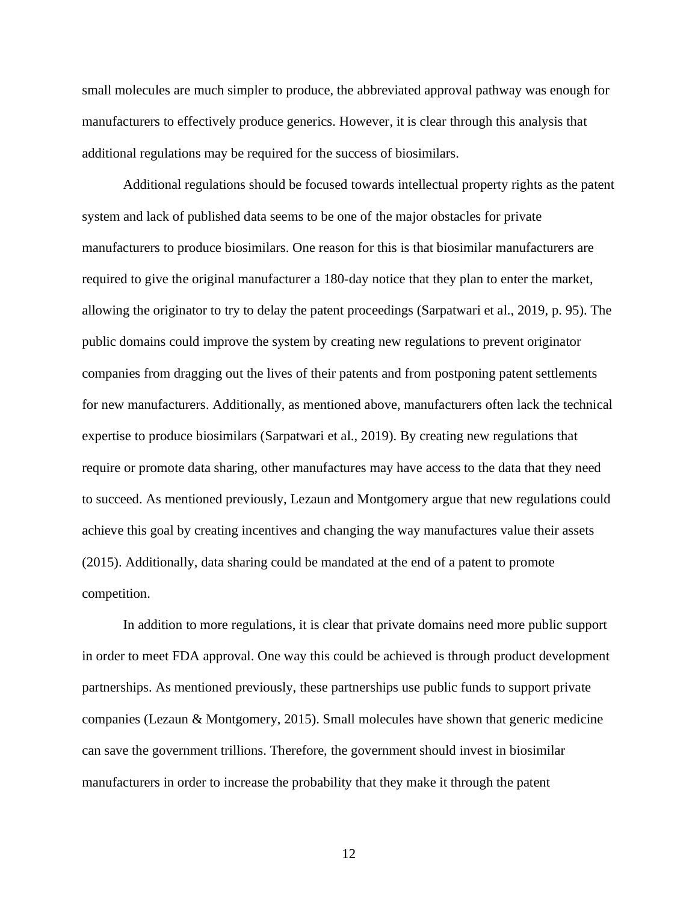small molecules are much simpler to produce, the abbreviated approval pathway was enough for manufacturers to effectively produce generics. However, it is clear through this analysis that additional regulations may be required for the success of biosimilars.

Additional regulations should be focused towards intellectual property rights as the patent system and lack of published data seems to be one of the major obstacles for private manufacturers to produce biosimilars. One reason for this is that biosimilar manufacturers are required to give the original manufacturer a 180-day notice that they plan to enter the market, allowing the originator to try to delay the patent proceedings (Sarpatwari et al., 2019, p. 95). The public domains could improve the system by creating new regulations to prevent originator companies from dragging out the lives of their patents and from postponing patent settlements for new manufacturers. Additionally, as mentioned above, manufacturers often lack the technical expertise to produce biosimilars (Sarpatwari et al., 2019). By creating new regulations that require or promote data sharing, other manufactures may have access to the data that they need to succeed. As mentioned previously, Lezaun and Montgomery argue that new regulations could achieve this goal by creating incentives and changing the way manufactures value their assets (2015). Additionally, data sharing could be mandated at the end of a patent to promote competition.

In addition to more regulations, it is clear that private domains need more public support in order to meet FDA approval. One way this could be achieved is through product development partnerships. As mentioned previously, these partnerships use public funds to support private companies (Lezaun & Montgomery, 2015). Small molecules have shown that generic medicine can save the government trillions. Therefore, the government should invest in biosimilar manufacturers in order to increase the probability that they make it through the patent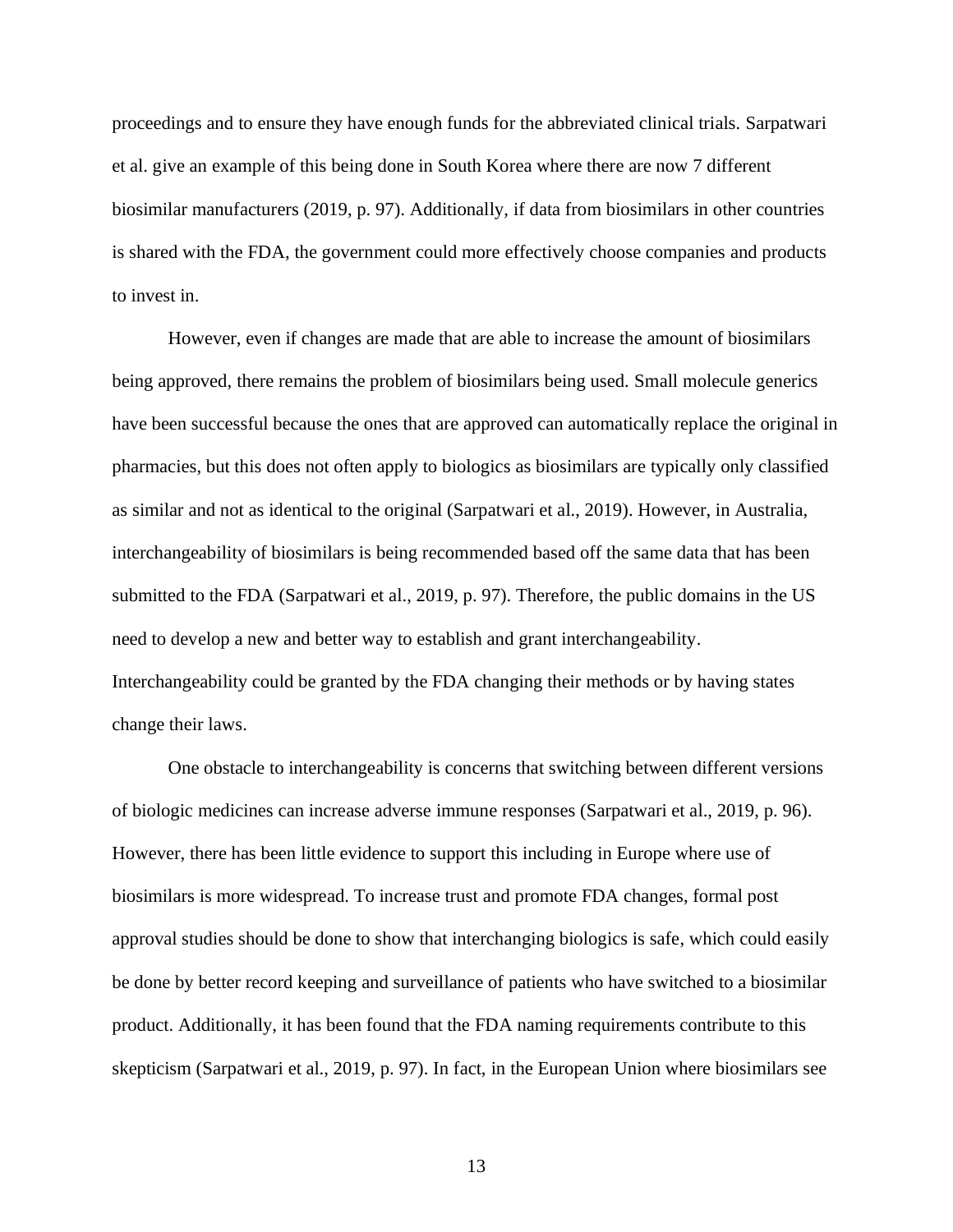proceedings and to ensure they have enough funds for the abbreviated clinical trials. Sarpatwari et al. give an example of this being done in South Korea where there are now 7 different biosimilar manufacturers (2019, p. 97). Additionally, if data from biosimilars in other countries is shared with the FDA, the government could more effectively choose companies and products to invest in.

However, even if changes are made that are able to increase the amount of biosimilars being approved, there remains the problem of biosimilars being used. Small molecule generics have been successful because the ones that are approved can automatically replace the original in pharmacies, but this does not often apply to biologics as biosimilars are typically only classified as similar and not as identical to the original (Sarpatwari et al., 2019). However, in Australia, interchangeability of biosimilars is being recommended based off the same data that has been submitted to the FDA (Sarpatwari et al., 2019, p. 97). Therefore, the public domains in the US need to develop a new and better way to establish and grant interchangeability. Interchangeability could be granted by the FDA changing their methods or by having states change their laws.

One obstacle to interchangeability is concerns that switching between different versions of biologic medicines can increase adverse immune responses (Sarpatwari et al., 2019, p. 96). However, there has been little evidence to support this including in Europe where use of biosimilars is more widespread. To increase trust and promote FDA changes, formal post approval studies should be done to show that interchanging biologics is safe, which could easily be done by better record keeping and surveillance of patients who have switched to a biosimilar product. Additionally, it has been found that the FDA naming requirements contribute to this skepticism (Sarpatwari et al., 2019, p. 97). In fact, in the European Union where biosimilars see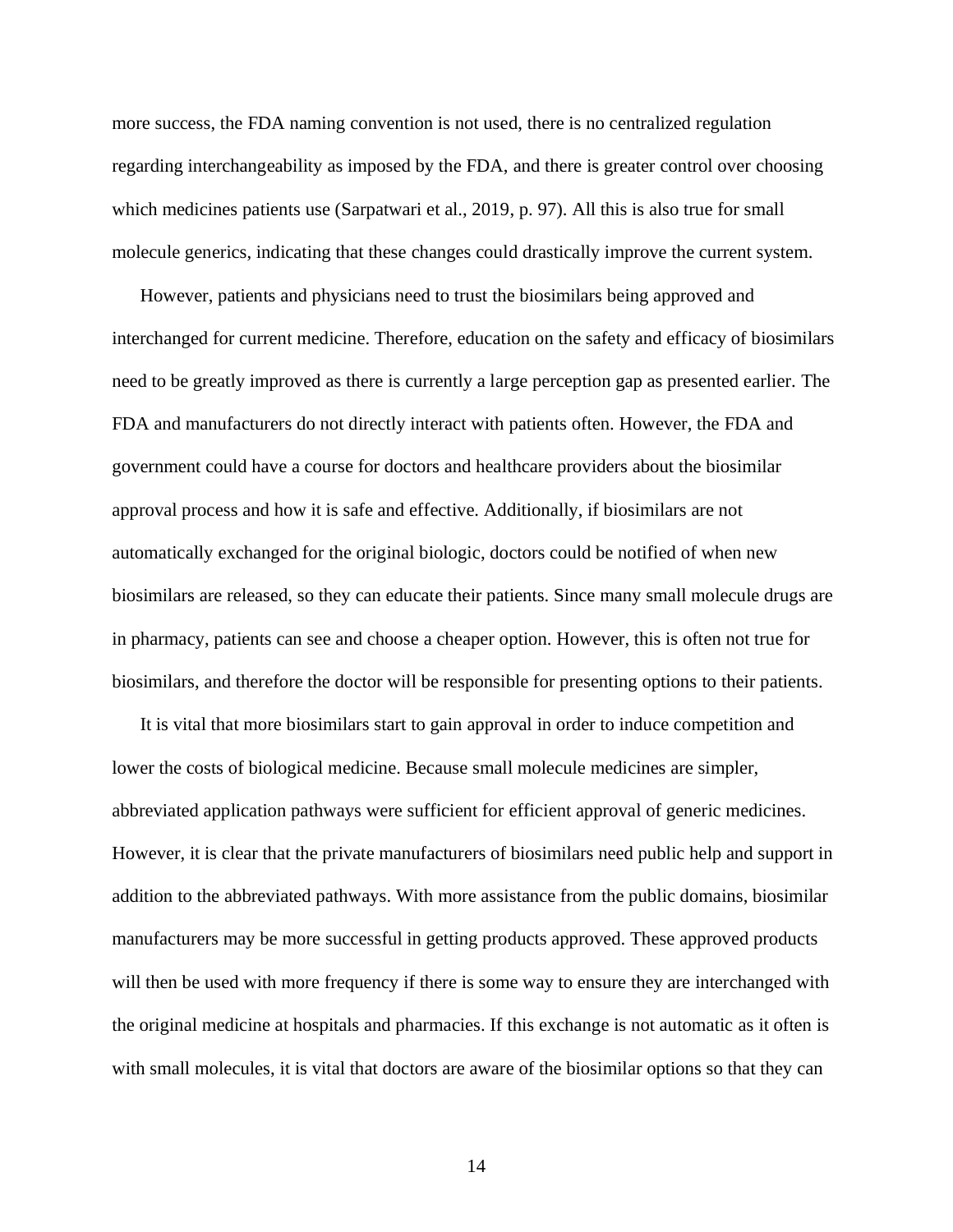more success, the FDA naming convention is not used, there is no centralized regulation regarding interchangeability as imposed by the FDA, and there is greater control over choosing which medicines patients use (Sarpatwari et al., 2019, p. 97). All this is also true for small molecule generics, indicating that these changes could drastically improve the current system.

However, patients and physicians need to trust the biosimilars being approved and interchanged for current medicine. Therefore, education on the safety and efficacy of biosimilars need to be greatly improved as there is currently a large perception gap as presented earlier. The FDA and manufacturers do not directly interact with patients often. However, the FDA and government could have a course for doctors and healthcare providers about the biosimilar approval process and how it is safe and effective. Additionally, if biosimilars are not automatically exchanged for the original biologic, doctors could be notified of when new biosimilars are released, so they can educate their patients. Since many small molecule drugs are in pharmacy, patients can see and choose a cheaper option. However, this is often not true for biosimilars, and therefore the doctor will be responsible for presenting options to their patients.

It is vital that more biosimilars start to gain approval in order to induce competition and lower the costs of biological medicine. Because small molecule medicines are simpler, abbreviated application pathways were sufficient for efficient approval of generic medicines. However, it is clear that the private manufacturers of biosimilars need public help and support in addition to the abbreviated pathways. With more assistance from the public domains, biosimilar manufacturers may be more successful in getting products approved. These approved products will then be used with more frequency if there is some way to ensure they are interchanged with the original medicine at hospitals and pharmacies. If this exchange is not automatic as it often is with small molecules, it is vital that doctors are aware of the biosimilar options so that they can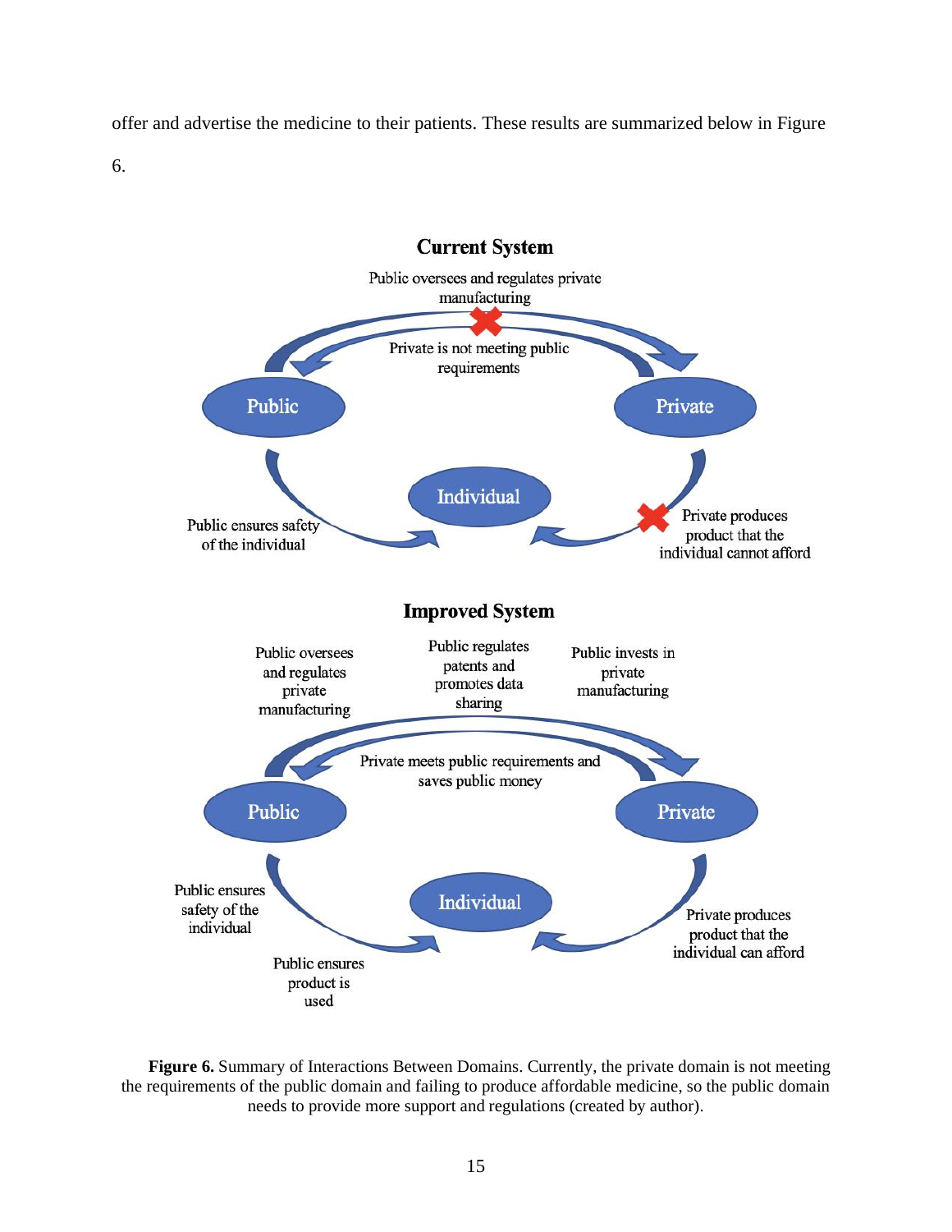offer and advertise the medicine to their patients. These results are summarized below in Figure 6.

**Current System**

Public oversees and regulates private manufacturing

Private is not meeting public requirements

Public

Private

Individual

Public ensures safety of the individual

Private produces product that the individual cannot afford

**Improved System**

Public oversees and regulates private manufacturing

Public regulates patents and promotes data sharing

Public invests in private manufacturing

Private meets public requirements and saves public money

Public

Private

Individual

Public ensures safety of the individual

Public ensures product is used

Private produces product that the individual can afford

**Figure 6.** Summary of Interactions Between Domains. Currently, the private domain is not meeting the requirements of the public domain and failing to produce affordable medicine, so the public domain needs to provide more support and regulations (created by author).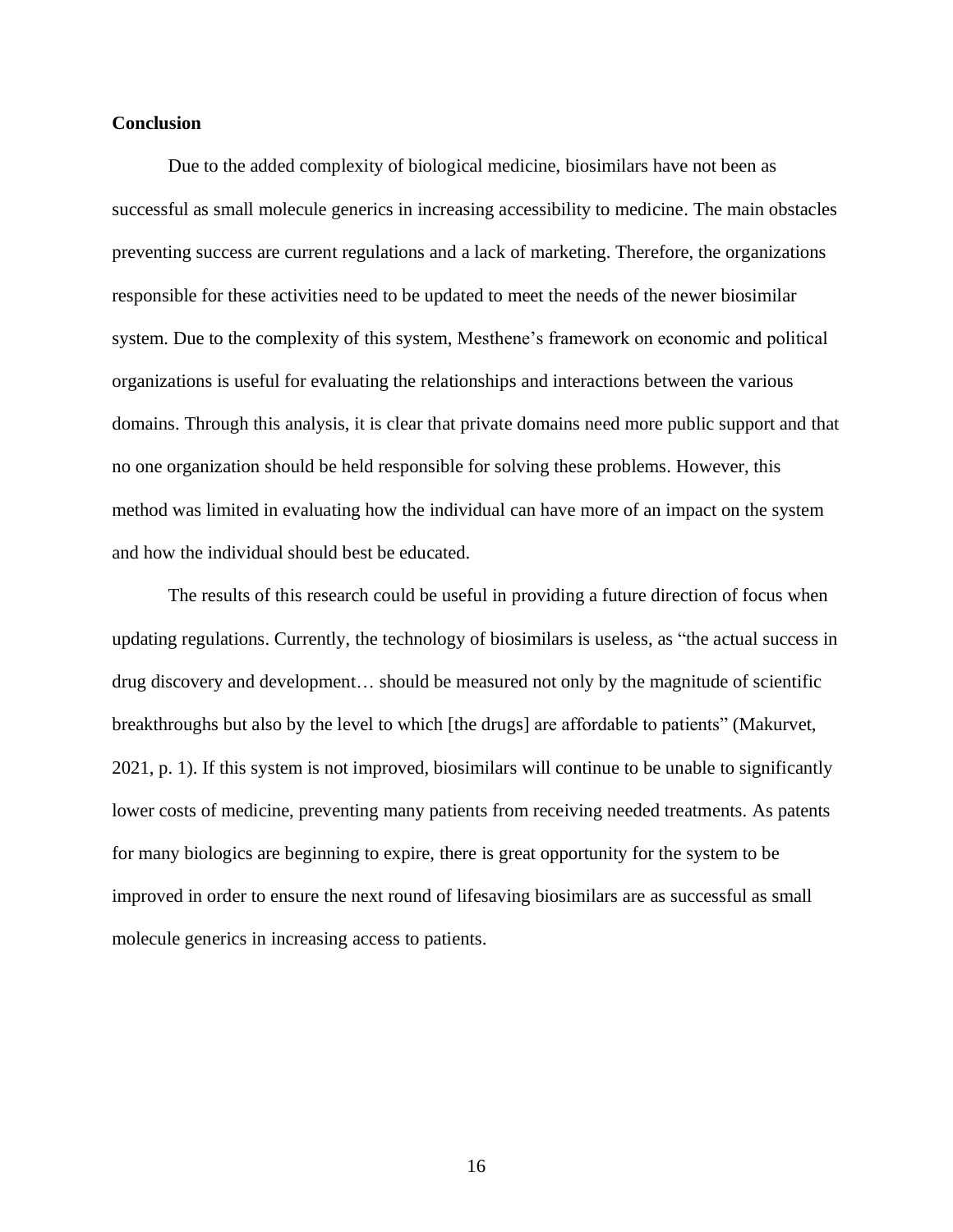## Conclusion

Due to the added complexity of biological medicine, biosimilars have not been as successful as small molecule generics in increasing accessibility to medicine. The main obstacles preventing success are current regulations and a lack of marketing. Therefore, the organizations responsible for these activities need to be updated to meet the needs of the newer biosimilar system. Due to the complexity of this system, Mesthene's framework on economic and political organizations is useful for evaluating the relationships and interactions between the various domains. Through this analysis, it is clear that private domains need more public support and that no one organization should be held responsible for solving these problems. However, this method was limited in evaluating how the individual can have more of an impact on the system and how the individual should best be educated.

The results of this research could be useful in providing a future direction of focus when updating regulations. Currently, the technology of biosimilars is useless, as "the actual success in drug discovery and development… should be measured not only by the magnitude of scientific breakthroughs but also by the level to which [the drugs] are affordable to patients" (Makurvet, 2021, p. 1). If this system is not improved, biosimilars will continue to be unable to significantly lower costs of medicine, preventing many patients from receiving needed treatments. As patents for many biologics are beginning to expire, there is great opportunity for the system to be improved in order to ensure the next round of lifesaving biosimilars are as successful as small molecule generics in increasing access to patients.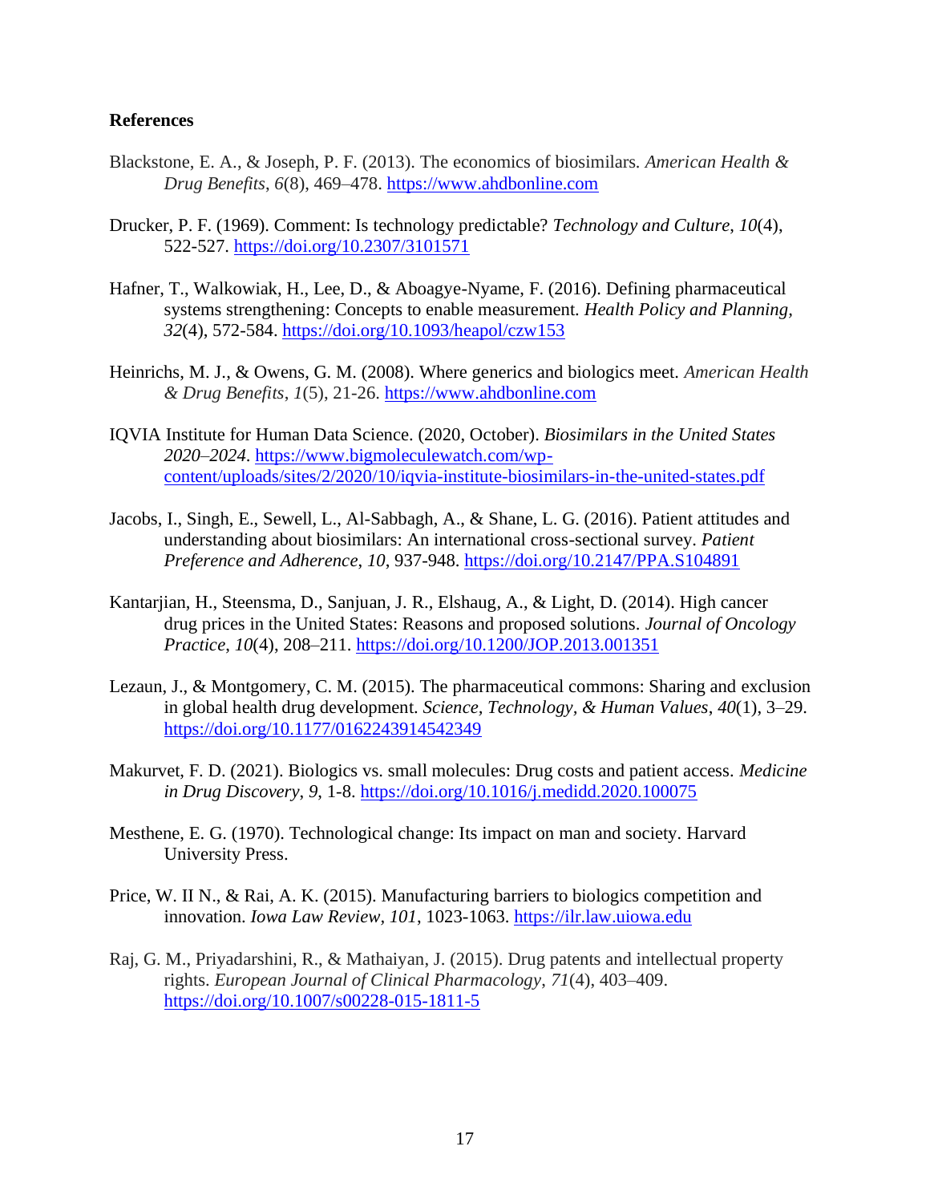**References**

Blackstone, E. A., & Joseph, P. F. (2013). The economics of biosimilars. *American Health & Drug Benefits*, *6*(8), 469–478. https://www.ahdbonline.com

Drucker, P. F. (1969). Comment: Is technology predictable? *Technology and Culture*, *10*(4), 522-527. https://doi.org/10.2307/3101571

Hafner, T., Walkowiak, H., Lee, D., & Aboagye-Nyame, F. (2016). Defining pharmaceutical systems strengthening: Concepts to enable measurement. *Health Policy and Planning*, *32*(4), 572-584. https://doi.org/10.1093/heapol/czw153

Heinrichs, M. J., & Owens, G. M. (2008). Where generics and biologics meet. *American Health & Drug Benefits*, *1*(5), 21-26. https://www.ahdbonline.com

IQVIA Institute for Human Data Science. (2020, October). *Biosimilars in the United States 2020–2024*. https://www.bigmoleculewatch.com/wp-content/uploads/sites/2/2020/10/iqvia-institute-biosimilars-in-the-united-states.pdf

Jacobs, I., Singh, E., Sewell, L., Al-Sabbagh, A., & Shane, L. G. (2016). Patient attitudes and understanding about biosimilars: An international cross-sectional survey. *Patient Preference and Adherence*, *10*, 937-948. https://doi.org/10.2147/PPA.S104891

Kantarjian, H., Steensma, D., Sanjuan, J. R., Elshaug, A., & Light, D. (2014). High cancer drug prices in the United States: Reasons and proposed solutions. *Journal of Oncology Practice*, *10*(4), 208–211. https://doi.org/10.1200/JOP.2013.001351

Lezaun, J., & Montgomery, C. M. (2015). The pharmaceutical commons: Sharing and exclusion in global health drug development. *Science, Technology, & Human Values*, *40*(1), 3–29. https://doi.org/10.1177/0162243914542349

Makurvet, F. D. (2021). Biologics vs. small molecules: Drug costs and patient access. *Medicine in Drug Discovery*, *9*, 1-8. https://doi.org/10.1016/j.medidd.2020.100075

Mesthene, E. G. (1970). Technological change: Its impact on man and society. Harvard University Press.

Price, W. II N., & Rai, A. K. (2015). Manufacturing barriers to biologics competition and innovation. *Iowa Law Review*, *101*, 1023-1063. https://ilr.law.uiowa.edu

Raj, G. M., Priyadarshini, R., & Mathaiyan, J. (2015). Drug patents and intellectual property rights. *European Journal of Clinical Pharmacology*, *71*(4), 403–409. https://doi.org/10.1007/s00228-015-1811-5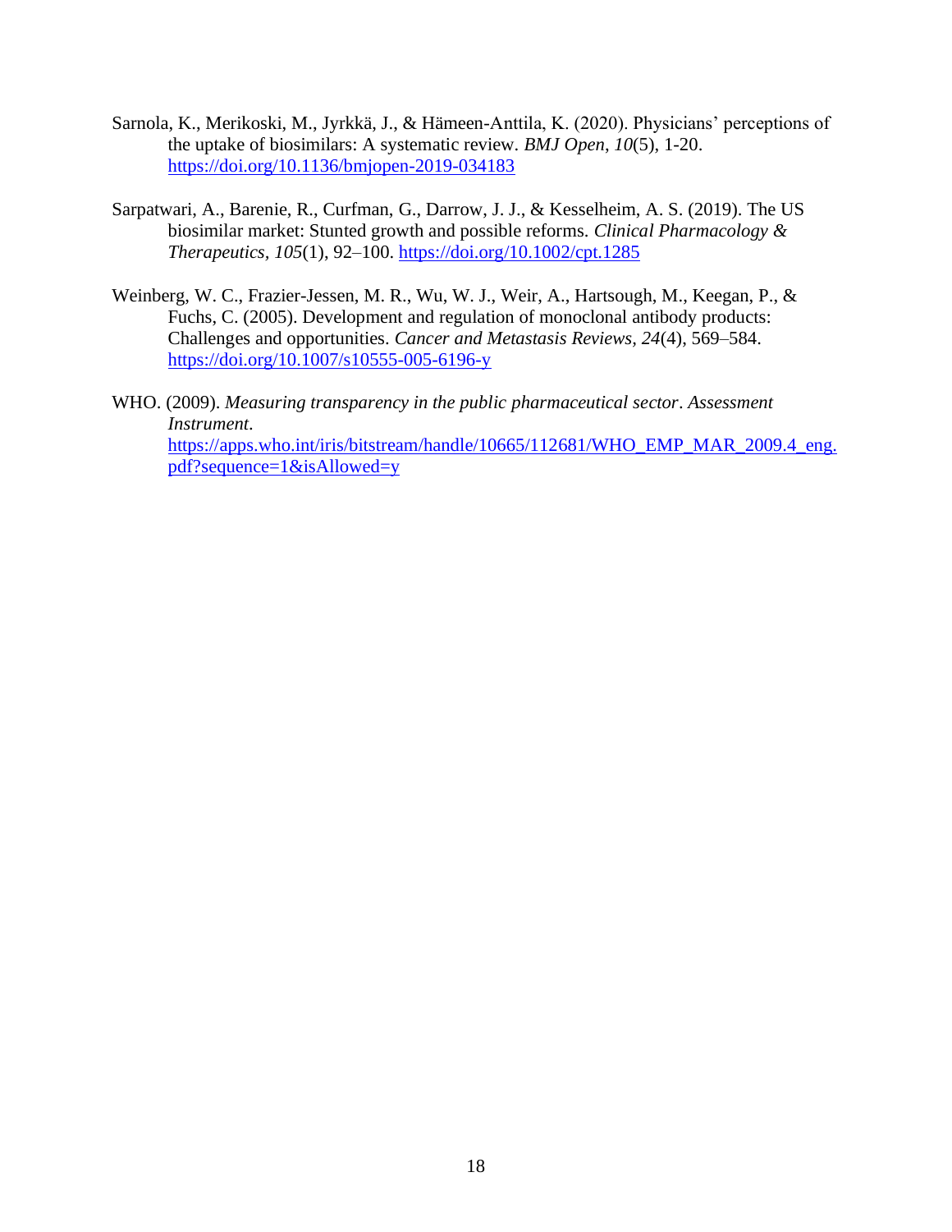Sarnola, K., Merikoski, M., Jyrkkä, J., & Hämeen-Anttila, K. (2020). Physicians' perceptions of the uptake of biosimilars: A systematic review. *BMJ Open*, *10*(5), 1-20. https://doi.org/10.1136/bmjopen-2019-034183

Sarpatwari, A., Barenie, R., Curfman, G., Darrow, J. J., & Kesselheim, A. S. (2019). The US biosimilar market: Stunted growth and possible reforms. *Clinical Pharmacology & Therapeutics*, *105*(1), 92–100. https://doi.org/10.1002/cpt.1285

Weinberg, W. C., Frazier-Jessen, M. R., Wu, W. J., Weir, A., Hartsough, M., Keegan, P., & Fuchs, C. (2005). Development and regulation of monoclonal antibody products: Challenges and opportunities. *Cancer and Metastasis Reviews*, *24*(4), 569–584. https://doi.org/10.1007/s10555-005-6196-y

WHO. (2009). *Measuring transparency in the public pharmaceutical sector*. *Assessment Instrument*. https://apps.who.int/iris/bitstream/handle/10665/112681/WHO_EMP_MAR_2009.4_eng.pdf?sequence=1&isAllowed=y